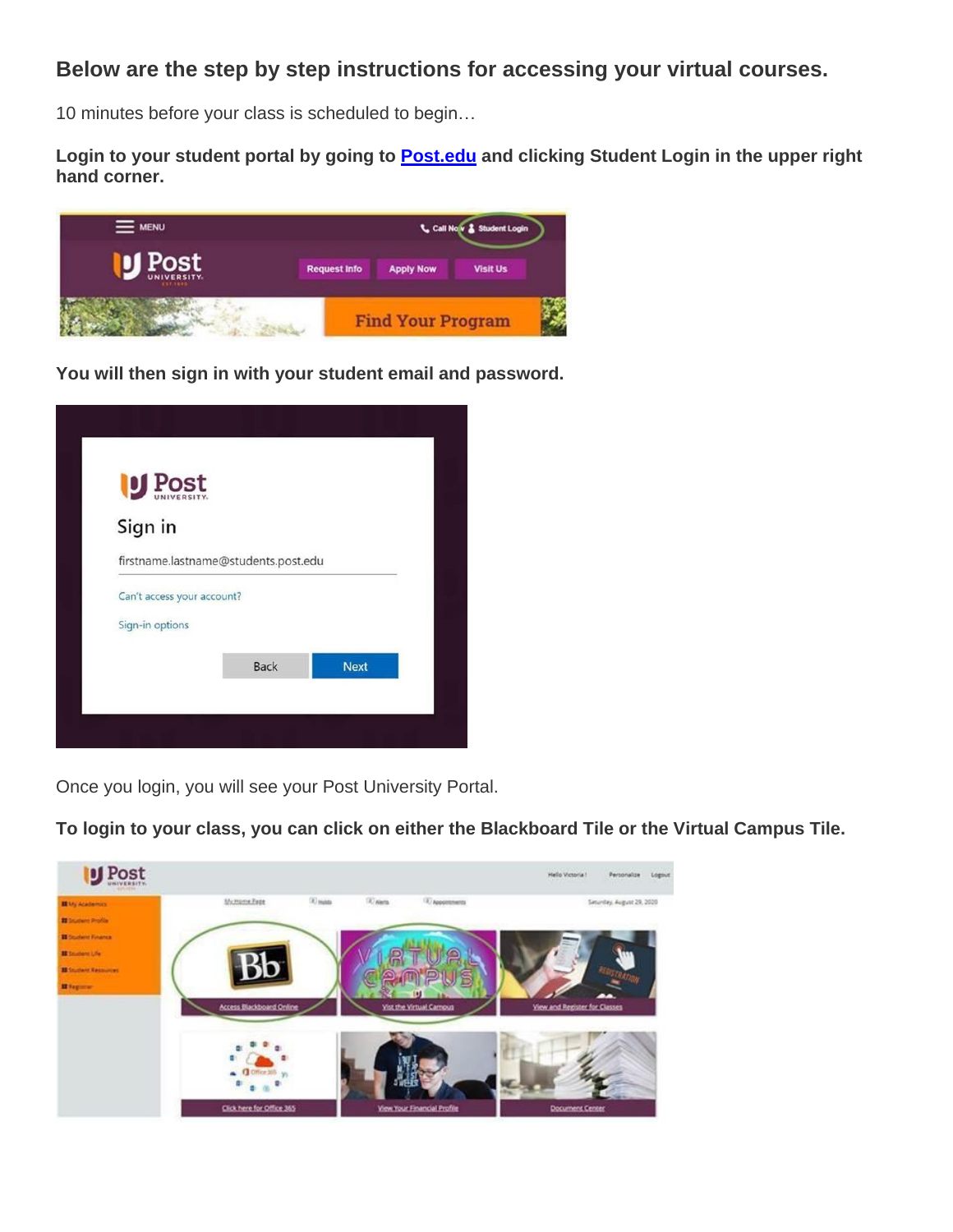## Below are the step by step instructions for accessing your virtual courses.

10 minutes before your class is scheduled to begin…

**Login to your student portal by going to [Post.edu](https://Post.edu) and clicking Student Login in the upper right hand corner.**

**You will then sign in with your student email and password.**

Once you login, you will see your Post University Portal.

**To login to your class, you can click on either the Blackboard Tile or the Virtual Campus Tile.**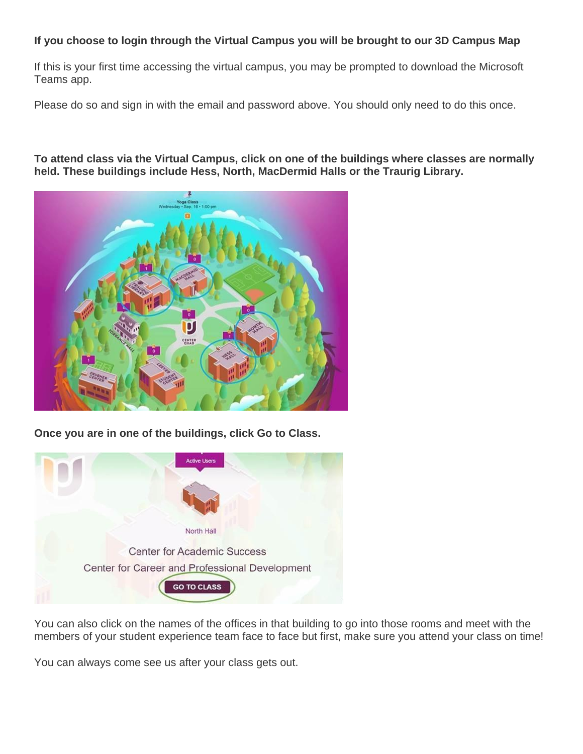**If you choose to login through the Virtual Campus you will be brought to our 3D Campus Map**

If this is your first time accessing the virtual campus, you may be prompted to download the Microsoft Teams app.

Please do so and sign in with the email and password above. You should only need to do this once.

**To attend class via the Virtual Campus, click on one of the buildings where classes are normally held. These buildings include Hess, North, MacDermid Halls or the Traurig Library.**

**Once you are in one of the buildings, click Go to Class.**

You can also click on the names of the offices in that building to go into those rooms and meet with the members of your student experience team face to face but first, make sure you attend your class on time!

You can always come see us after your class gets out.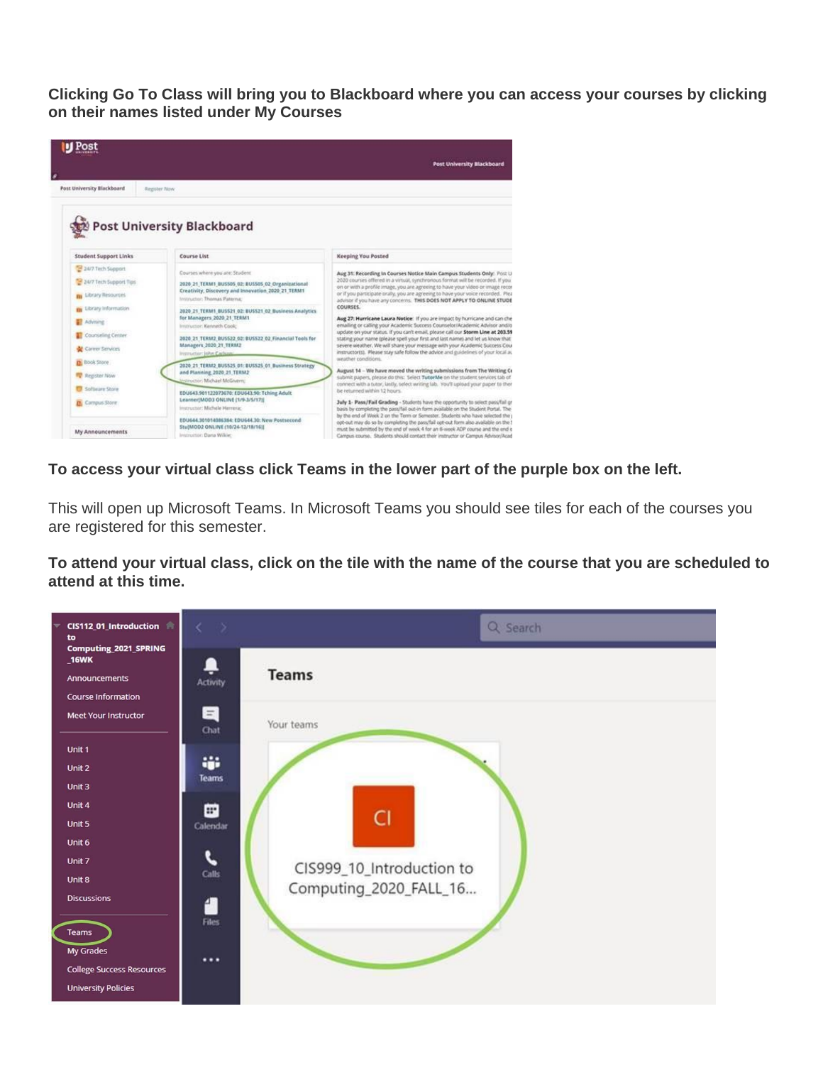**Clicking Go To Class will bring you to Blackboard where you can access your courses by clicking on their names listed under My Courses**

**To access your virtual class click Teams in the lower part of the purple box on the left.**

This will open up Microsoft Teams. In Microsoft Teams you should see tiles for each of the courses you are registered for this semester.

**To attend your virtual class, click on the tile with the name of the course that you are scheduled to attend at this time.**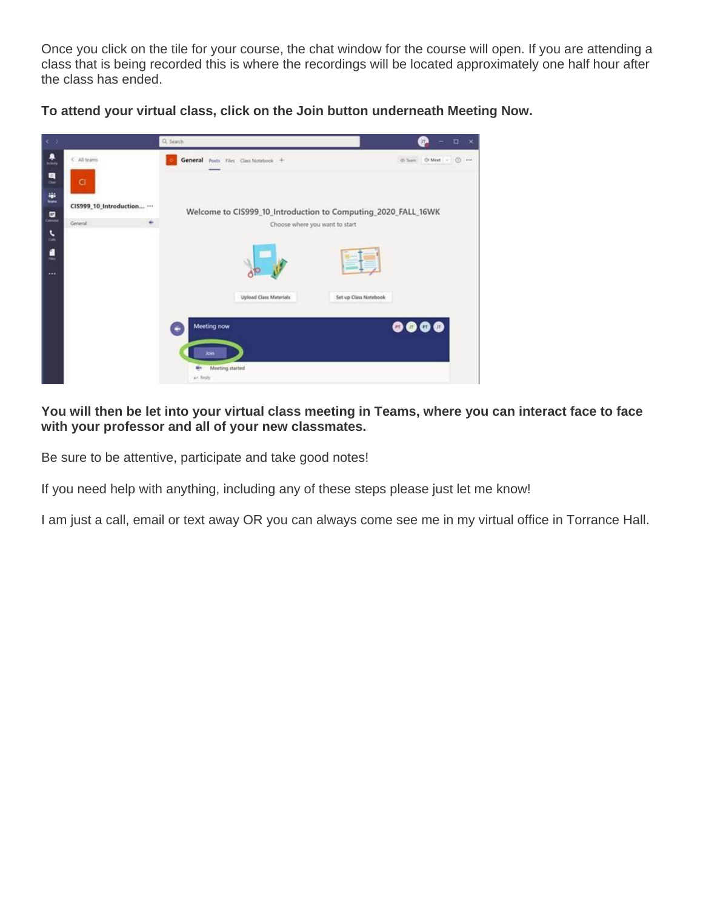Once you click on the tile for your course, the chat window for the course will open. If you are attending a class that is being recorded this is where the recordings will be located approximately one half hour after the class has ended.

**To attend your virtual class, click on the Join button underneath Meeting Now.**

**You will then be let into your virtual class meeting in Teams, where you can interact face to face with your professor and all of your new classmates.**

Be sure to be attentive, participate and take good notes!

If you need help with anything, including any of these steps please just let me know!

I am just a call, email or text away OR you can always come see me in my virtual office in Torrance Hall.